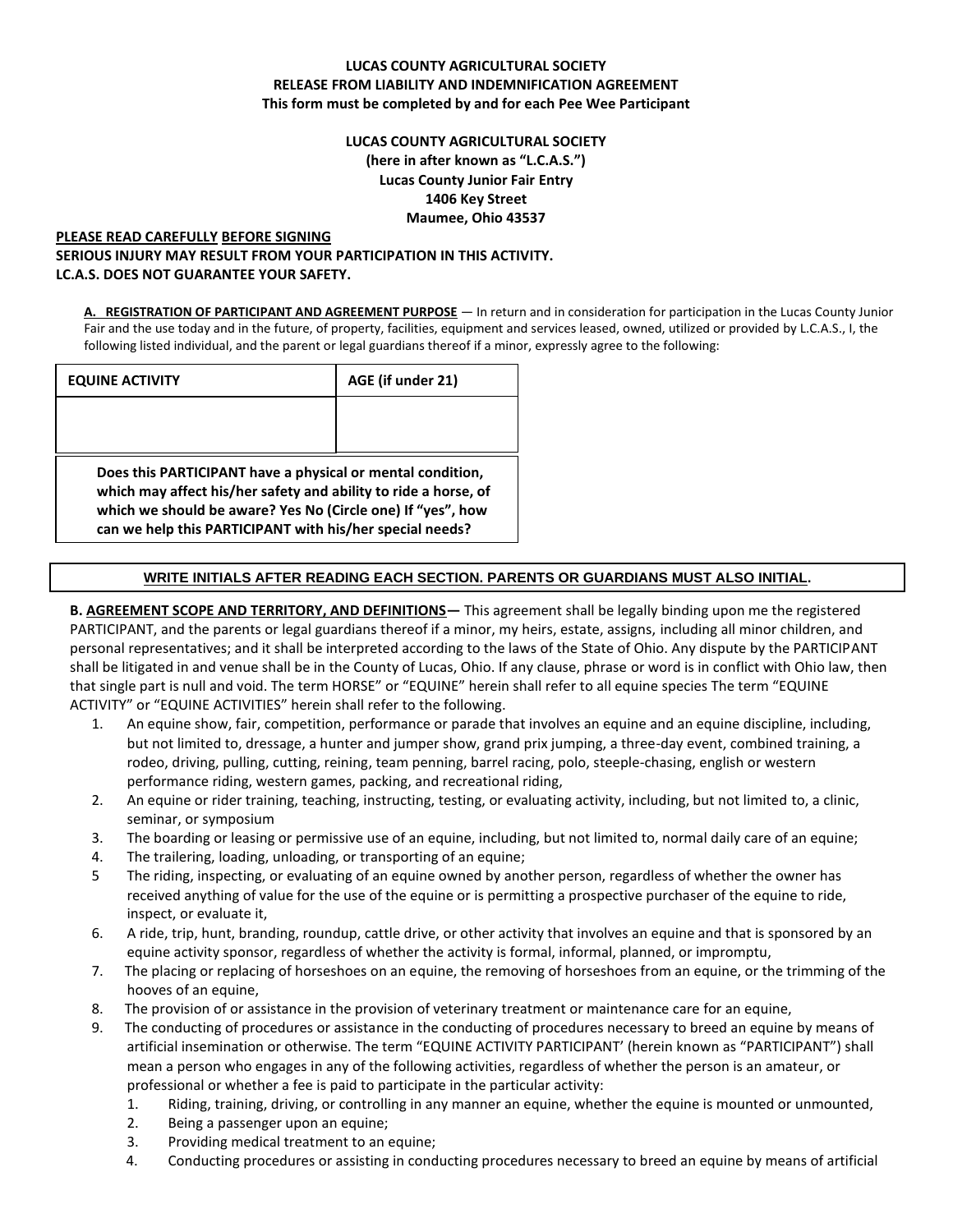**LUCAS COUNTY AGRICULTURAL SOCIETY**
**RELEASE FROM LIABILITY AND INDEMNIFICATION AGREEMENT**
**This form must be completed by and for each Pee Wee Participant**

**LUCAS COUNTY AGRICULTURAL SOCIETY**
**(here in after known as "L.C.A.S.")**
**Lucas County Junior Fair Entry**
**1406 Key Street**
**Maumee, Ohio 43537**

**<u>PLEASE READ CAREFULLY</u> <u>BEFORE SIGNING</u>**
**SERIOUS INJURY MAY RESULT FROM YOUR PARTICIPATION IN THIS ACTIVITY.**
**LC.A.S. DOES NOT GUARANTEE YOUR SAFETY.**

**<u>A. REGISTRATION OF PARTICIPANT AND AGREEMENT PURPOSE</u>** — In return and in consideration for participation in the Lucas County Junior Fair and the use today and in the future, of property, facilities, equipment and services leased, owned, utilized or provided by L.C.A.S., I, the following listed individual, and the parent or legal guardians thereof if a minor, expressly agree to the following:

| EQUINE ACTIVITY | AGE (if under 21) |
|---|---|
| | |

**Does this PARTICIPANT have a physical or mental condition, which may affect his/her safety and ability to ride a horse, of which we should be aware? Yes No (Circle one) If "yes", how can we help this PARTICIPANT with his/her special needs?**

**<u>WRITE INITIALS AFTER READING EACH SECTION. PARENTS OR GUARDIANS MUST ALSO INITIAL</u>.**

**B. <u>AGREEMENT SCOPE AND TERRITORY, AND DEFINITIONS</u>—** This agreement shall be legally binding upon me the registered PARTICIPANT, and the parents or legal guardians thereof if a minor, my heirs, estate, assigns, including all minor children, and personal representatives; and it shall be interpreted according to the laws of the State of Ohio. Any dispute by the PARTICIPANT shall be litigated in and venue shall be in the County of Lucas, Ohio. If any clause, phrase or word is in conflict with Ohio law, then that single part is null and void. The term HORSE" or "EQUINE" herein shall refer to all equine species The term "EQUINE ACTIVITY" or "EQUINE ACTIVITIES" herein shall refer to the following.

1. An equine show, fair, competition, performance or parade that involves an equine and an equine discipline, including, but not limited to, dressage, a hunter and jumper show, grand prix jumping, a three-day event, combined training, a rodeo, driving, pulling, cutting, reining, team penning, barrel racing, polo, steeple-chasing, english or western performance riding, western games, packing, and recreational riding,
2. An equine or rider training, teaching, instructing, testing, or evaluating activity, including, but not limited to, a clinic, seminar, or symposium
3. The boarding or leasing or permissive use of an equine, including, but not limited to, normal daily care of an equine;
4. The trailering, loading, unloading, or transporting of an equine;
5. The riding, inspecting, or evaluating of an equine owned by another person, regardless of whether the owner has received anything of value for the use of the equine or is permitting a prospective purchaser of the equine to ride, inspect, or evaluate it,
6. A ride, trip, hunt, branding, roundup, cattle drive, or other activity that involves an equine and that is sponsored by an equine activity sponsor, regardless of whether the activity is formal, informal, planned, or impromptu,
7. The placing or replacing of horseshoes on an equine, the removing of horseshoes from an equine, or the trimming of the hooves of an equine,
8. The provision of or assistance in the provision of veterinary treatment or maintenance care for an equine,
9. The conducting of procedures or assistance in the conducting of procedures necessary to breed an equine by means of artificial insemination or otherwise. The term "EQUINE ACTIVITY PARTICIPANT' (herein known as "PARTICIPANT") shall mean a person who engages in any of the following activities, regardless of whether the person is an amateur, or professional or whether a fee is paid to participate in the particular activity:
    1. Riding, training, driving, or controlling in any manner an equine, whether the equine is mounted or unmounted,
    2. Being a passenger upon an equine;
    3. Providing medical treatment to an equine;
    4. Conducting procedures or assisting in conducting procedures necessary to breed an equine by means of artificial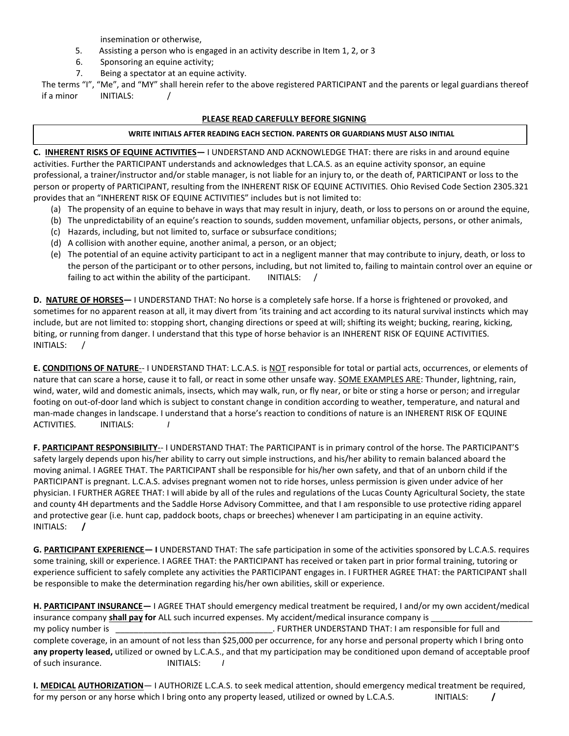insemination or otherwise,

5. Assisting a person who is engaged in an activity describe in Item 1, 2, or 3
6. Sponsoring an equine activity;
7. Being a spectator at an equine activity.

The terms "I", "Me", and "MY" shall herein refer to the above registered PARTICIPANT and the parents or legal guardians thereof if a minor INITIALS: /

**PLEASE READ CAREFULLY BEFORE SIGNING**

**WRITE INITIALS AFTER READING EACH SECTION. PARENTS OR GUARDIANS MUST ALSO INITIAL**

**C. INHERENT RISKS OF EQUINE ACTIVITIES—** I UNDERSTAND AND ACKNOWLEDGE THAT: there are risks in and around equine activities. Further the PARTICIPANT understands and acknowledges that L.CA.S. as an equine activity sponsor, an equine professional, a trainer/instructor and/or stable manager, is not liable for an injury to, or the death of, PARTICIPANT or loss to the person or property of PARTICIPANT, resulting from the INHERENT RISK OF EQUINE ACTIVITIES. Ohio Revised Code Section 2305.321 provides that an "INHERENT RISK OF EQUINE ACTIVITIES" includes but is not limited to:

(a) The propensity of an equine to behave in ways that may result in injury, death, or loss to persons on or around the equine,
(b) The unpredictability of an equine's reaction to sounds, sudden movement, unfamiliar objects, persons, or other animals,
(c) Hazards, including, but not limited to, surface or subsurface conditions;
(d) A collision with another equine, another animal, a person, or an object;
(e) The potential of an equine activity participant to act in a negligent manner that may contribute to injury, death, or loss to the person of the participant or to other persons, including, but not limited to, failing to maintain control over an equine or failing to act within the ability of the participant. INITIALS: /

**D. NATURE OF HORSES—** I UNDERSTAND THAT: No horse is a completely safe horse. If a horse is frightened or provoked, and sometimes for no apparent reason at all, it may divert from 'its training and act according to its natural survival instincts which may include, but are not limited to: stopping short, changing directions or speed at will; shifting its weight; bucking, rearing, kicking, biting, or running from danger. I understand that this type of horse behavior is an INHERENT RISK OF EQUINE ACTIVITIES. INITIALS: /

**E. CONDITIONS OF NATURE**-- I UNDERSTAND THAT: L.C.A.S. is NOT responsible for total or partial acts, occurrences, or elements of nature that can scare a horse, cause it to fall, or react in some other unsafe way. SOME EXAMPLES ARE: Thunder, lightning, rain, wind, water, wild and domestic animals, insects, which may walk, run, or fly near, or bite or sting a horse or person; and irregular footing on out-of-door land which is subject to constant change in condition according to weather, temperature, and natural and man-made changes in landscape. I understand that a horse's reaction to conditions of nature is an INHERENT RISK OF EQUINE ACTIVITIES. INITIALS: /

**F. PARTICIPANT RESPONSIBILITY**-- I UNDERSTAND THAT: The PARTICIPANT is in primary control of the horse. The PARTICIPANT'S safety largely depends upon his/her ability to carry out simple instructions, and his/her ability to remain balanced aboard the moving animal. I AGREE THAT. The PARTICIPANT shall be responsible for his/her own safety, and that of an unborn child if the PARTICIPANT is pregnant. L.C.A.S. advises pregnant women not to ride horses, unless permission is given under advice of her physician. I FURTHER AGREE THAT: I will abide by all of the rules and regulations of the Lucas County Agricultural Society, the state and county 4H departments and the Saddle Horse Advisory Committee, and that I am responsible to use protective riding apparel and protective gear (i.e. hunt cap, paddock boots, chaps or breeches) whenever I am participating in an equine activity. INITIALS: **/**

**G. PARTICIPANT EXPERIENCE— I** UNDERSTAND THAT: The safe participation in some of the activities sponsored by L.C.A.S. requires some training, skill or experience. I AGREE THAT: the PARTICIPANT has received or taken part in prior formal training, tutoring or experience sufficient to safely complete any activities the PARTICIPANT engages in. I FURTHER AGREE THAT: the PARTICIPANT shall be responsible to make the determination regarding his/her own abilities, skill or experience.

**H. PARTICIPANT INSURANCE—** I AGREE THAT should emergency medical treatment be required, I and/or my own accident/medical insurance company **shall pay for** ALL such incurred expenses. My accident/medical insurance company is ______________________ my policy number is ___________________________________. FURTHER UNDERSTAND THAT: I am responsible for full and complete coverage, in an amount of not less than $25,000 per occurrence, for any horse and personal property which I bring onto **any property leased,** utilized or owned by L.C.A.S., and that my participation may be conditioned upon demand of acceptable proof of such insurance. INITIALS: /

**I. MEDICAL AUTHORIZATION**— I AUTHORIZE L.C.A.S. to seek medical attention, should emergency medical treatment be required, for my person or any horse which I bring onto any property leased, utilized or owned by L.C.A.S. INITIALS: **/**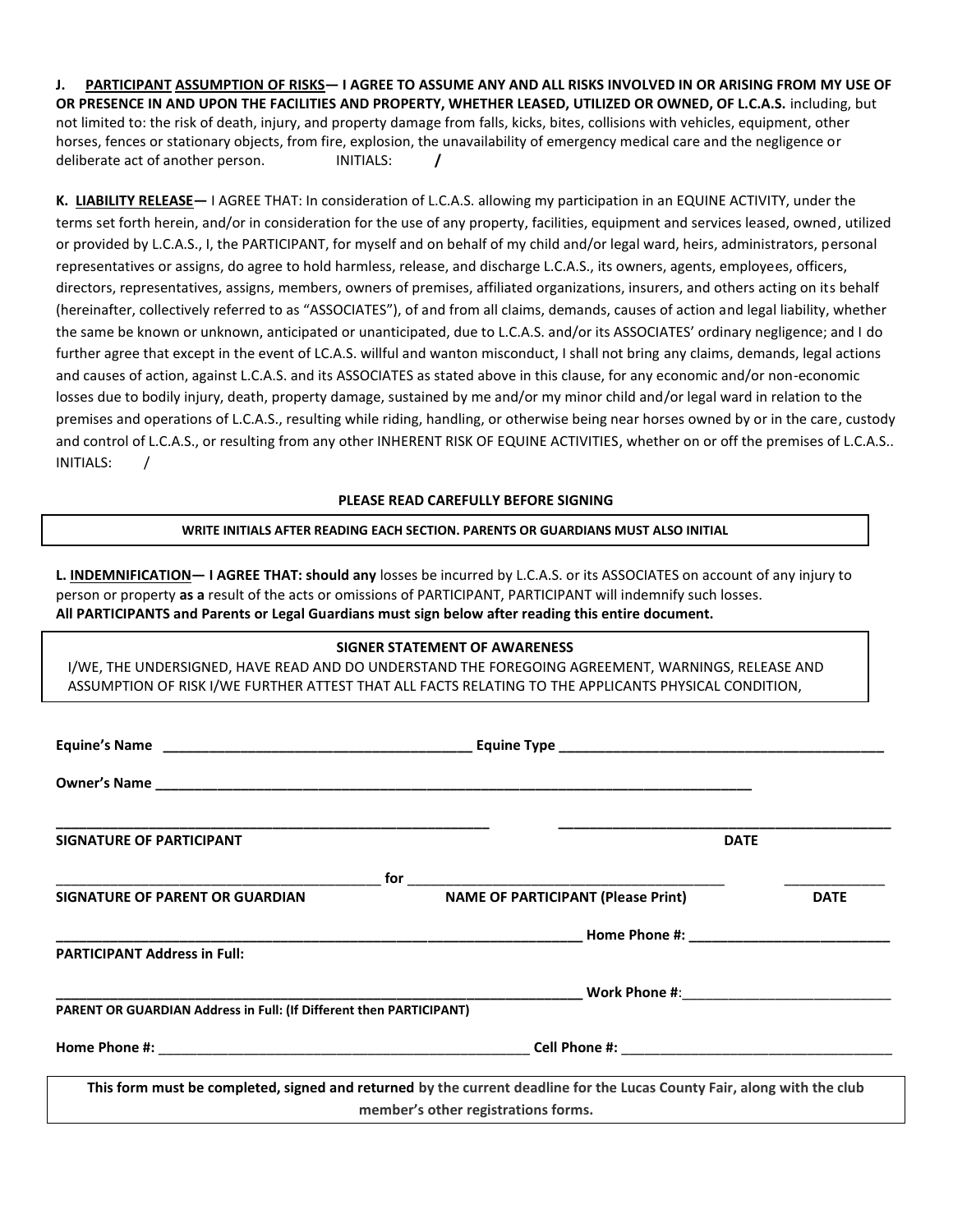**J. <u>PARTICIPANT</u> <u>ASSUMPTION OF RISKS</u>— I AGREE TO ASSUME ANY AND ALL RISKS INVOLVED IN OR ARISING FROM MY USE OF OR PRESENCE IN AND UPON THE FACILITIES AND PROPERTY, WHETHER LEASED, UTILIZED OR OWNED, OF L.C.A.S.** including, but not limited to: the risk of death, injury, and property damage from falls, kicks, bites, collisions with vehicles, equipment, other horses, fences or stationary objects, from fire, explosion, the unavailability of emergency medical care and the negligence or deliberate act of another person. INITIALS: **/**

**K. <u>LIABILITY RELEASE</u>—** I AGREE THAT: In consideration of L.C.A.S. allowing my participation in an EQUINE ACTIVITY, under the terms set forth herein, and/or in consideration for the use of any property, facilities, equipment and services leased, owned, utilized or provided by L.C.A.S., I, the PARTICIPANT, for myself and on behalf of my child and/or legal ward, heirs, administrators, personal representatives or assigns, do agree to hold harmless, release, and discharge L.C.A.S., its owners, agents, employees, officers, directors, representatives, assigns, members, owners of premises, affiliated organizations, insurers, and others acting on its behalf (hereinafter, collectively referred to as "ASSOCIATES"), of and from all claims, demands, causes of action and legal liability, whether the same be known or unknown, anticipated or unanticipated, due to L.C.A.S. and/or its ASSOCIATES' ordinary negligence; and I do further agree that except in the event of LC.A.S. willful and wanton misconduct, I shall not bring any claims, demands, legal actions and causes of action, against L.C.A.S. and its ASSOCIATES as stated above in this clause, for any economic and/or non-economic losses due to bodily injury, death, property damage, sustained by me and/or my minor child and/or legal ward in relation to the premises and operations of L.C.A.S., resulting while riding, handling, or otherwise being near horses owned by or in the care, custody and control of L.C.A.S., or resulting from any other INHERENT RISK OF EQUINE ACTIVITIES, whether on or off the premises of L.C.A.S.. INITIALS: /

**PLEASE READ CAREFULLY BEFORE SIGNING**

**WRITE INITIALS AFTER READING EACH SECTION. PARENTS OR GUARDIANS MUST ALSO INITIAL**

**L. <u>INDEMNIFICATION</u>— I AGREE THAT: should any** losses be incurred by L.C.A.S. or its ASSOCIATES on account of any injury to person or property **as a** result of the acts or omissions of PARTICIPANT, PARTICIPANT will indemnify such losses.
**All PARTICIPANTS and Parents or Legal Guardians must sign below after reading this entire document.**

**SIGNER STATEMENT OF AWARENESS**

I/WE, THE UNDERSIGNED, HAVE READ AND DO UNDERSTAND THE FOREGOING AGREEMENT, WARNINGS, RELEASE AND ASSUMPTION OF RISK I/WE FURTHER ATTEST THAT ALL FACTS RELATING TO THE APPLICANTS PHYSICAL CONDITION,

**Equine's Name** ________________________ **Equine Type** ________________________

**Owner's Name** ________________________________________________

________________________________ ________________________

**SIGNATURE OF PARTICIPANT** **DATE**

________________________ for ________________________ ____________

**SIGNATURE OF PARENT OR GUARDIAN** **NAME OF PARTICIPANT (Please Print)** **DATE**

________________________________________ **Home Phone #:** ________________

**PARTICIPANT Address in Full:**

________________________________________ **Work Phone #**:________________

**PARENT OR GUARDIAN Address in Full: (If Different then PARTICIPANT)**

**Home Phone #:** ________________________ **Cell Phone #:** ________________________

**This form must be completed, signed and returned by the current deadline for the Lucas County Fair, along with the club member's other registrations forms.**